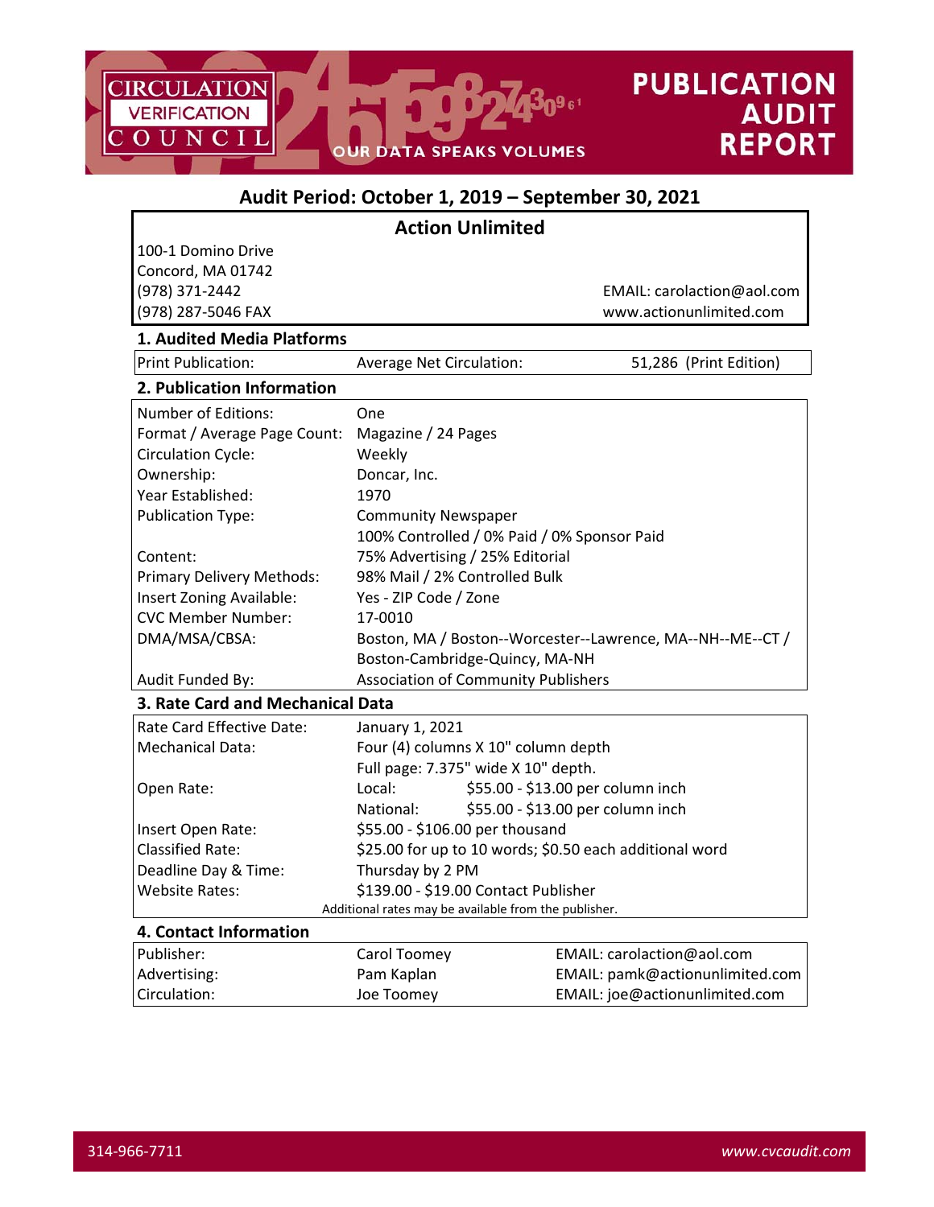CIRCULATION VERIFICATION COUNCIL

OUR DATA SPEAKS VOLUMES

# PUBLICATION AUDIT REPORT

## Audit Period: October 1, 2019 – September 30, 2021

## Action Unlimited

100-1 Domino Drive
Concord, MA 01742
(978) 371-2442
(978) 287-5046 FAX

EMAIL: carolaction@aol.com
www.actionunlimited.com

### 1. Audited Media Platforms

| Print Publication: | Average Net Circulation: | 51,286 (Print Edition) |
|---|---|---|

### 2. Publication Information

| | |
|---|---|
| Number of Editions: | One |
| Format / Average Page Count: | Magazine / 24 Pages |
| Circulation Cycle: | Weekly |
| Ownership: | Doncar, Inc. |
| Year Established: | 1970 |
| Publication Type: | Community Newspaper |
| | 100% Controlled / 0% Paid / 0% Sponsor Paid |
| Content: | 75% Advertising / 25% Editorial |
| Primary Delivery Methods: | 98% Mail / 2% Controlled Bulk |
| Insert Zoning Available: | Yes - ZIP Code / Zone |
| CVC Member Number: | 17-0010 |
| DMA/MSA/CBSA: | Boston, MA / Boston--Worcester--Lawrence, MA--NH--ME--CT / Boston-Cambridge-Quincy, MA-NH |
| Audit Funded By: | Association of Community Publishers |

### 3. Rate Card and Mechanical Data

| | |
|---|---|
| Rate Card Effective Date: | January 1, 2021 |
| Mechanical Data: | Four (4) columns X 10" column depth |
| | Full page: 7.375" wide X 10" depth. |
| Open Rate: | Local: $55.00 - $13.00 per column inch |
| | National: $55.00 - $13.00 per column inch |
| Insert Open Rate: | $55.00 - $106.00 per thousand |
| Classified Rate: | $25.00 for up to 10 words; $0.50 each additional word |
| Deadline Day & Time: | Thursday by 2 PM |
| Website Rates: | $139.00 - $19.00 Contact Publisher |

Additional rates may be available from the publisher.

### 4. Contact Information

| | | |
|---|---|---|
| Publisher: | Carol Toomey | EMAIL: carolaction@aol.com |
| Advertising: | Pam Kaplan | EMAIL: pamk@actionunlimited.com |
| Circulation: | Joe Toomey | EMAIL: joe@actionunlimited.com |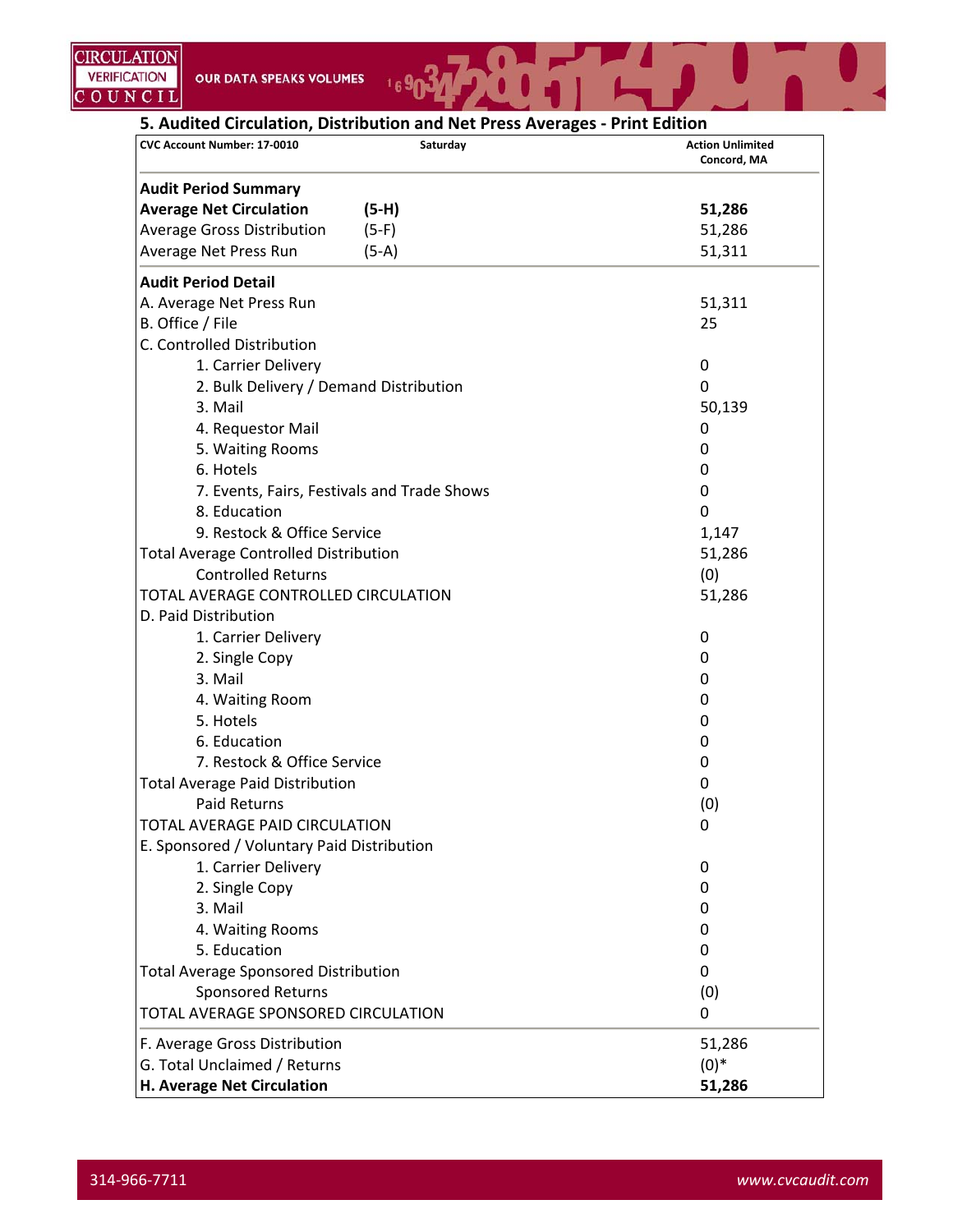## 5. Audited Circulation, Distribution and Net Press Averages - Print Edition

| CVC Account Number: 17-0010 | Saturday | Action Unlimited Concord, MA |
|---|---|---|
| **Audit Period Summary** | | |
| **Average Net Circulation** | **(5-H)** | **51,286** |
| Average Gross Distribution | (5-F) | 51,286 |
| Average Net Press Run | (5-A) | 51,311 |
| **Audit Period Detail** | | |
| A. Average Net Press Run | | 51,311 |
| B. Office / File | | 25 |
| C. Controlled Distribution | | |
| 1. Carrier Delivery | | 0 |
| 2. Bulk Delivery / Demand Distribution | | 0 |
| 3. Mail | | 50,139 |
| 4. Requestor Mail | | 0 |
| 5. Waiting Rooms | | 0 |
| 6. Hotels | | 0 |
| 7. Events, Fairs, Festivals and Trade Shows | | 0 |
| 8. Education | | 0 |
| 9. Restock & Office Service | | 1,147 |
| Total Average Controlled Distribution | | 51,286 |
| Controlled Returns | | (0) |
| TOTAL AVERAGE CONTROLLED CIRCULATION | | 51,286 |
| D. Paid Distribution | | |
| 1. Carrier Delivery | | 0 |
| 2. Single Copy | | 0 |
| 3. Mail | | 0 |
| 4. Waiting Room | | 0 |
| 5. Hotels | | 0 |
| 6. Education | | 0 |
| 7. Restock & Office Service | | 0 |
| Total Average Paid Distribution | | 0 |
| Paid Returns | | (0) |
| TOTAL AVERAGE PAID CIRCULATION | | 0 |
| E. Sponsored / Voluntary Paid Distribution | | |
| 1. Carrier Delivery | | 0 |
| 2. Single Copy | | 0 |
| 3. Mail | | 0 |
| 4. Waiting Rooms | | 0 |
| 5. Education | | 0 |
| Total Average Sponsored Distribution | | 0 |
| Sponsored Returns | | (0) |
| TOTAL AVERAGE SPONSORED CIRCULATION | | 0 |
| F. Average Gross Distribution | | 51,286 |
| G. Total Unclaimed / Returns | | (0)* |
| **H. Average Net Circulation** | | **51,286** |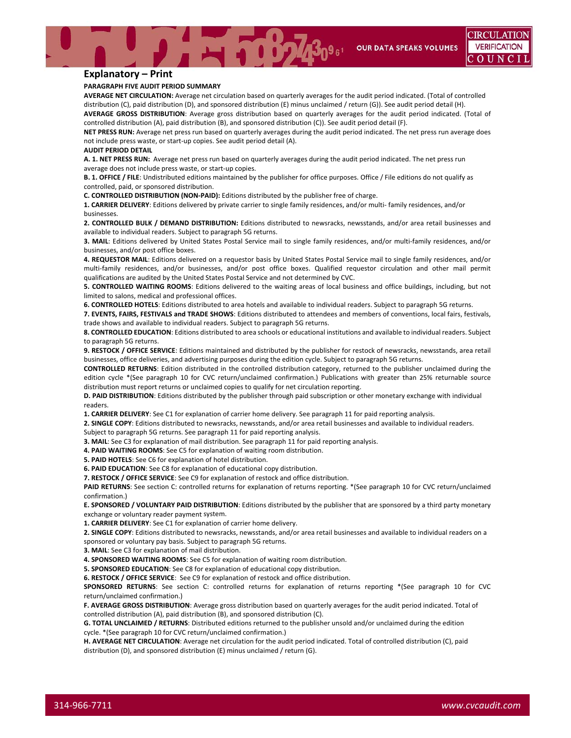## Explanatory – Print

**PARAGRAPH FIVE AUDIT PERIOD SUMMARY**

**AVERAGE NET CIRCULATION:** Average net circulation based on quarterly averages for the audit period indicated. (Total of controlled distribution (C), paid distribution (D), and sponsored distribution (E) minus unclaimed / return (G)). See audit period detail (H).

**AVERAGE GROSS DISTRIBUTION**: Average gross distribution based on quarterly averages for the audit period indicated. (Total of controlled distribution (A), paid distribution (B), and sponsored distribution (C)). See audit period detail (F).

**NET PRESS RUN:** Average net press run based on quarterly averages during the audit period indicated. The net press run average does not include press waste, or start-up copies. See audit period detail (A).

**AUDIT PERIOD DETAIL**

**A. 1. NET PRESS RUN:** Average net press run based on quarterly averages during the audit period indicated. The net press run average does not include press waste, or start-up copies.

**B. 1. OFFICE / FILE**: Undistributed editions maintained by the publisher for office purposes. Office / File editions do not qualify as controlled, paid, or sponsored distribution.

**C. CONTROLLED DISTRIBUTION (NON-PAID):** Editions distributed by the publisher free of charge.

**1. CARRIER DELIVERY**: Editions delivered by private carrier to single family residences, and/or multi- family residences, and/or businesses.

**2. CONTROLLED BULK / DEMAND DISTRIBUTION:** Editions distributed to newsracks, newsstands, and/or area retail businesses and available to individual readers. Subject to paragraph 5G returns.

**3. MAIL**: Editions delivered by United States Postal Service mail to single family residences, and/or multi-family residences, and/or businesses, and/or post office boxes.

**4. REQUESTOR MAIL**: Editions delivered on a requestor basis by United States Postal Service mail to single family residences, and/or multi-family residences, and/or businesses, and/or post office boxes. Qualified requestor circulation and other mail permit qualifications are audited by the United States Postal Service and not determined by CVC.

**5. CONTROLLED WAITING ROOMS**: Editions delivered to the waiting areas of local business and office buildings, including, but not limited to salons, medical and professional offices.

**6. CONTROLLED HOTELS**: Editions distributed to area hotels and available to individual readers. Subject to paragraph 5G returns.

**7. EVENTS, FAIRS, FESTIVALS and TRADE SHOWS**: Editions distributed to attendees and members of conventions, local fairs, festivals, trade shows and available to individual readers. Subject to paragraph 5G returns.

**8. CONTROLLED EDUCATION**: Editions distributed to area schools or educational institutions and available to individual readers. Subject to paragraph 5G returns.

**9. RESTOCK / OFFICE SERVICE**: Editions maintained and distributed by the publisher for restock of newsracks, newsstands, area retail businesses, office deliveries, and advertising purposes during the edition cycle. Subject to paragraph 5G returns.

**CONTROLLED RETURNS**: Edition distributed in the controlled distribution category, returned to the publisher unclaimed during the edition cycle *(See paragraph 10 for CVC return/unclaimed confirmation.) Publications with greater than 25% returnable source distribution must report returns or unclaimed copies to qualify for net circulation reporting.

**D. PAID DISTRIBUTION**: Editions distributed by the publisher through paid subscription or other monetary exchange with individual readers.

**1. CARRIER DELIVERY**: See C1 for explanation of carrier home delivery. See paragraph 11 for paid reporting analysis.

**2. SINGLE COPY**: Editions distributed to newsracks, newsstands, and/or area retail businesses and available to individual readers. Subject to paragraph 5G returns. See paragraph 11 for paid reporting analysis.

**3. MAIL**: See C3 for explanation of mail distribution. See paragraph 11 for paid reporting analysis.

**4. PAID WAITING ROOMS**: See C5 for explanation of waiting room distribution.

**5. PAID HOTELS**: See C6 for explanation of hotel distribution.

**6. PAID EDUCATION**: See C8 for explanation of educational copy distribution.

**7. RESTOCK / OFFICE SERVICE**: See C9 for explanation of restock and office distribution.

**PAID RETURNS**: See section C: controlled returns for explanation of returns reporting. *(See paragraph 10 for CVC return/unclaimed confirmation.)

**E. SPONSORED / VOLUNTARY PAID DISTRIBUTION**: Editions distributed by the publisher that are sponsored by a third party monetary exchange or voluntary reader payment system.

**1. CARRIER DELIVERY**: See C1 for explanation of carrier home delivery.

**2. SINGLE COPY**: Editions distributed to newsracks, newsstands, and/or area retail businesses and available to individual readers on a sponsored or voluntary pay basis. Subject to paragraph 5G returns.

**3. MAIL**: See C3 for explanation of mail distribution.

**4. SPONSORED WAITING ROOMS**: See C5 for explanation of waiting room distribution.

**5. SPONSORED EDUCATION**: See C8 for explanation of educational copy distribution.

**6. RESTOCK / OFFICE SERVICE**: See C9 for explanation of restock and office distribution.

**SPONSORED RETURNS**: See section C: controlled returns for explanation of returns reporting *(See paragraph 10 for CVC return/unclaimed confirmation.)

**F. AVERAGE GROSS DISTRIBUTION**: Average gross distribution based on quarterly averages for the audit period indicated. Total of controlled distribution (A), paid distribution (B), and sponsored distribution (C).

**G. TOTAL UNCLAIMED / RETURNS**: Distributed editions returned to the publisher unsold and/or unclaimed during the edition cycle. *(See paragraph 10 for CVC return/unclaimed confirmation.)

**H. AVERAGE NET CIRCULATION**: Average net circulation for the audit period indicated. Total of controlled distribution (C), paid distribution (D), and sponsored distribution (E) minus unclaimed / return (G).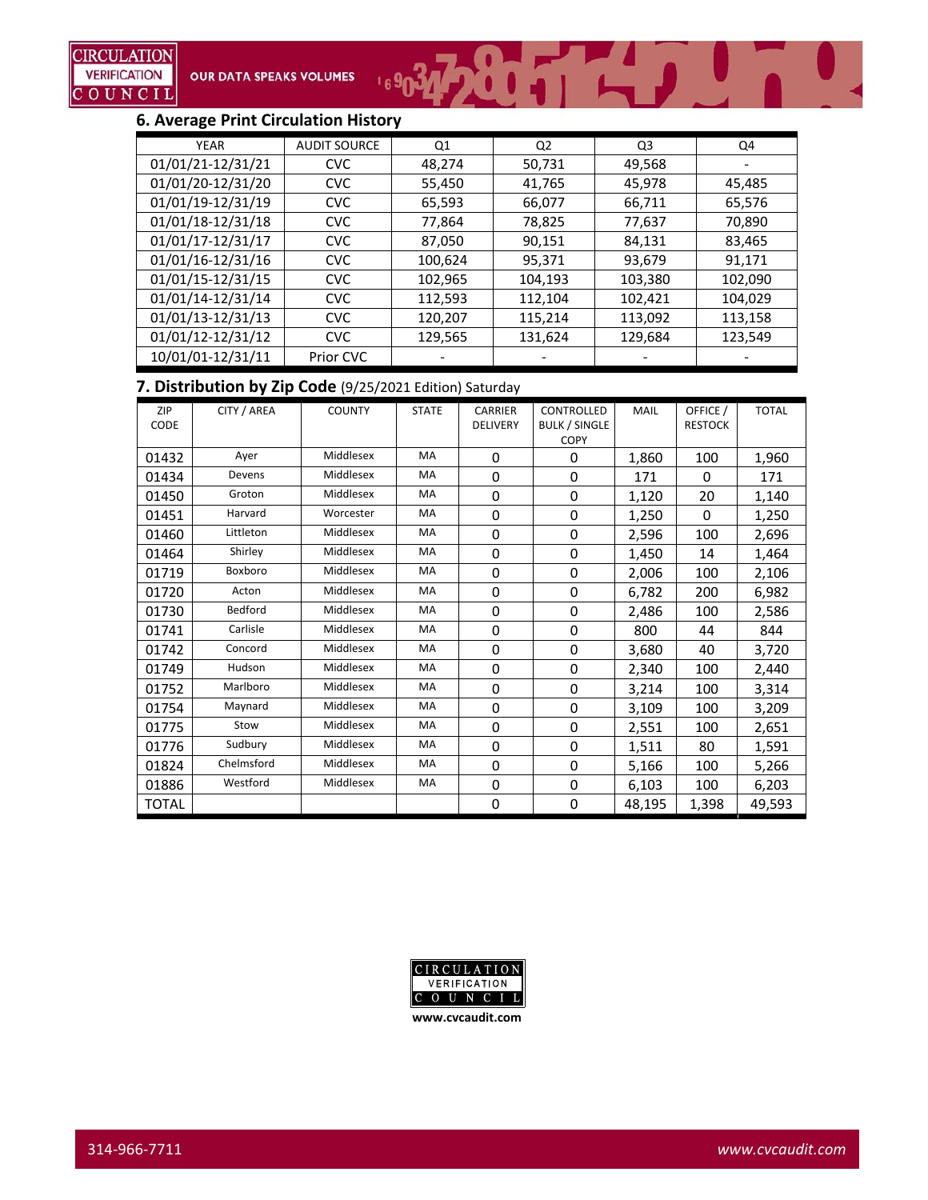## 6. Average Print Circulation History

| YEAR | AUDIT SOURCE | Q1 | Q2 | Q3 | Q4 |
|---|---|---|---|---|---|
| 01/01/21-12/31/21 | CVC | 48,274 | 50,731 | 49,568 | - |
| 01/01/20-12/31/20 | CVC | 55,450 | 41,765 | 45,978 | 45,485 |
| 01/01/19-12/31/19 | CVC | 65,593 | 66,077 | 66,711 | 65,576 |
| 01/01/18-12/31/18 | CVC | 77,864 | 78,825 | 77,637 | 70,890 |
| 01/01/17-12/31/17 | CVC | 87,050 | 90,151 | 84,131 | 83,465 |
| 01/01/16-12/31/16 | CVC | 100,624 | 95,371 | 93,679 | 91,171 |
| 01/01/15-12/31/15 | CVC | 102,965 | 104,193 | 103,380 | 102,090 |
| 01/01/14-12/31/14 | CVC | 112,593 | 112,104 | 102,421 | 104,029 |
| 01/01/13-12/31/13 | CVC | 120,207 | 115,214 | 113,092 | 113,158 |
| 01/01/12-12/31/12 | CVC | 129,565 | 131,624 | 129,684 | 123,549 |
| 10/01/01-12/31/11 | Prior CVC | - | - | - | - |

## 7. Distribution by Zip Code (9/25/2021 Edition) Saturday

| ZIP CODE | CITY / AREA | COUNTY | STATE | CARRIER DELIVERY | CONTROLLED BULK / SINGLE COPY | MAIL | OFFICE / RESTOCK | TOTAL |
|---|---|---|---|---|---|---|---|---|
| 01432 | Ayer | Middlesex | MA | 0 | 0 | 1,860 | 100 | 1,960 |
| 01434 | Devens | Middlesex | MA | 0 | 0 | 171 | 0 | 171 |
| 01450 | Groton | Middlesex | MA | 0 | 0 | 1,120 | 20 | 1,140 |
| 01451 | Harvard | Worcester | MA | 0 | 0 | 1,250 | 0 | 1,250 |
| 01460 | Littleton | Middlesex | MA | 0 | 0 | 2,596 | 100 | 2,696 |
| 01464 | Shirley | Middlesex | MA | 0 | 0 | 1,450 | 14 | 1,464 |
| 01719 | Boxboro | Middlesex | MA | 0 | 0 | 2,006 | 100 | 2,106 |
| 01720 | Acton | Middlesex | MA | 0 | 0 | 6,782 | 200 | 6,982 |
| 01730 | Bedford | Middlesex | MA | 0 | 0 | 2,486 | 100 | 2,586 |
| 01741 | Carlisle | Middlesex | MA | 0 | 0 | 800 | 44 | 844 |
| 01742 | Concord | Middlesex | MA | 0 | 0 | 3,680 | 40 | 3,720 |
| 01749 | Hudson | Middlesex | MA | 0 | 0 | 2,340 | 100 | 2,440 |
| 01752 | Marlboro | Middlesex | MA | 0 | 0 | 3,214 | 100 | 3,314 |
| 01754 | Maynard | Middlesex | MA | 0 | 0 | 3,109 | 100 | 3,209 |
| 01775 | Stow | Middlesex | MA | 0 | 0 | 2,551 | 100 | 2,651 |
| 01776 | Sudbury | Middlesex | MA | 0 | 0 | 1,511 | 80 | 1,591 |
| 01824 | Chelmsford | Middlesex | MA | 0 | 0 | 5,166 | 100 | 5,266 |
| 01886 | Westford | Middlesex | MA | 0 | 0 | 6,103 | 100 | 6,203 |
| TOTAL | | | | 0 | 0 | 48,195 | 1,398 | 49,593 |

www.cvcaudit.com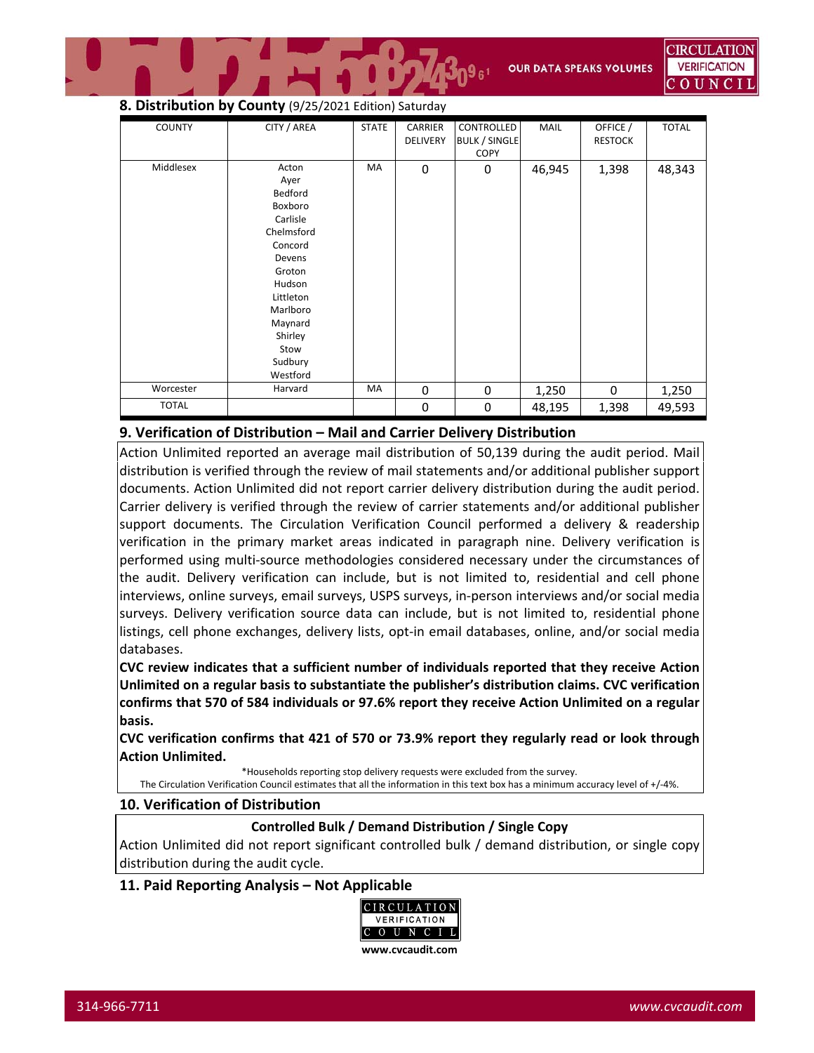## 8. Distribution by County (9/25/2021 Edition) Saturday

| COUNTY | CITY / AREA | STATE | CARRIER DELIVERY | CONTROLLED BULK / SINGLE COPY | MAIL | OFFICE / RESTOCK | TOTAL |
|---|---|---|---|---|---|---|---|
| Middlesex | Acton<br>Ayer<br>Bedford<br>Boxboro<br>Carlisle<br>Chelmsford<br>Concord<br>Devens<br>Groton<br>Hudson<br>Littleton<br>Marlboro<br>Maynard<br>Shirley<br>Stow<br>Sudbury<br>Westford | MA | 0 | 0 | 46,945 | 1,398 | 48,343 |
| Worcester | Harvard | MA | 0 | 0 | 1,250 | 0 | 1,250 |
| TOTAL | | | 0 | 0 | 48,195 | 1,398 | 49,593 |

## 9. Verification of Distribution – Mail and Carrier Delivery Distribution

Action Unlimited reported an average mail distribution of 50,139 during the audit period. Mail distribution is verified through the review of mail statements and/or additional publisher support documents. Action Unlimited did not report carrier delivery distribution during the audit period. Carrier delivery is verified through the review of carrier statements and/or additional publisher support documents. The Circulation Verification Council performed a delivery & readership verification in the primary market areas indicated in paragraph nine. Delivery verification is performed using multi-source methodologies considered necessary under the circumstances of the audit. Delivery verification can include, but is not limited to, residential and cell phone interviews, online surveys, email surveys, USPS surveys, in-person interviews and/or social media surveys. Delivery verification source data can include, but is not limited to, residential phone listings, cell phone exchanges, delivery lists, opt-in email databases, online, and/or social media databases.

**CVC review indicates that a sufficient number of individuals reported that they receive Action Unlimited on a regular basis to substantiate the publisher's distribution claims. CVC verification confirms that 570 of 584 individuals or 97.6% report they receive Action Unlimited on a regular basis.**

**CVC verification confirms that 421 of 570 or 73.9% report they regularly read or look through Action Unlimited.**

*Households reporting stop delivery requests were excluded from the survey.

The Circulation Verification Council estimates that all the information in this text box has a minimum accuracy level of +/-4%.

## 10. Verification of Distribution

**Controlled Bulk / Demand Distribution / Single Copy**

Action Unlimited did not report significant controlled bulk / demand distribution, or single copy distribution during the audit cycle.

## 11. Paid Reporting Analysis – Not Applicable

CIRCULATION VERIFICATION COUNCIL

**www.cvcaudit.com**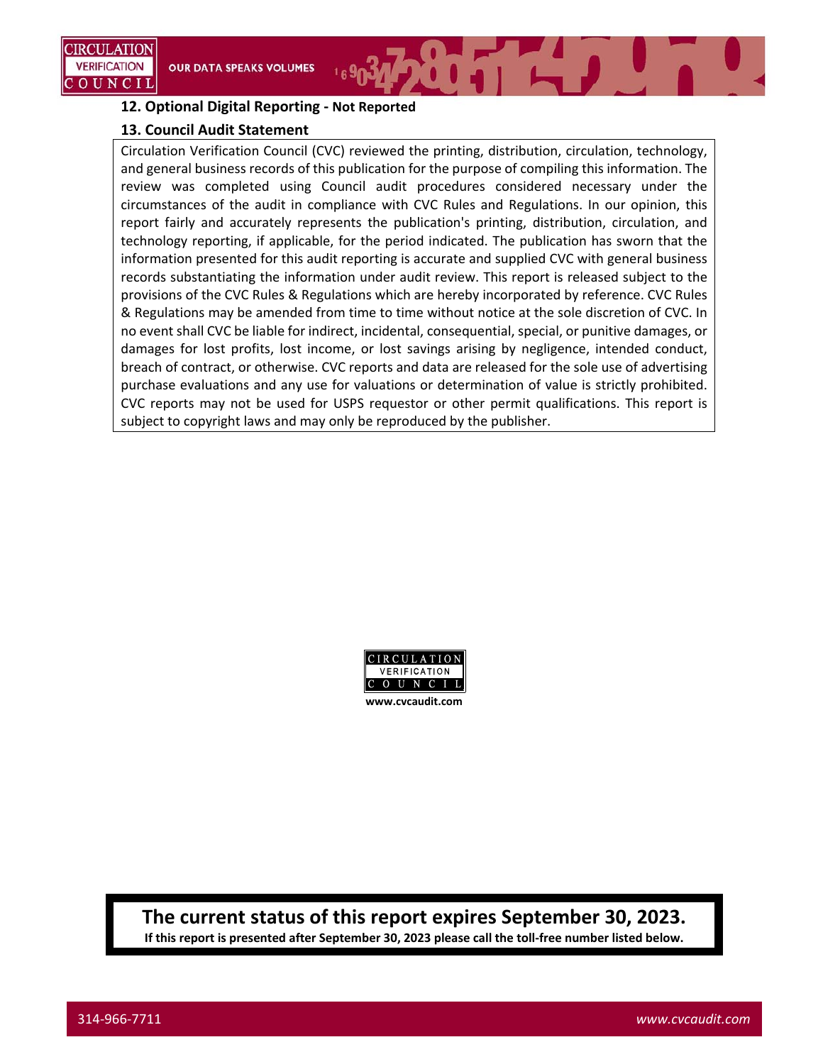### 12. Optional Digital Reporting - Not Reported

### 13. Council Audit Statement

Circulation Verification Council (CVC) reviewed the printing, distribution, circulation, technology, and general business records of this publication for the purpose of compiling this information. The review was completed using Council audit procedures considered necessary under the circumstances of the audit in compliance with CVC Rules and Regulations. In our opinion, this report fairly and accurately represents the publication's printing, distribution, circulation, and technology reporting, if applicable, for the period indicated. The publication has sworn that the information presented for this audit reporting is accurate and supplied CVC with general business records substantiating the information under audit review. This report is released subject to the provisions of the CVC Rules & Regulations which are hereby incorporated by reference. CVC Rules & Regulations may be amended from time to time without notice at the sole discretion of CVC. In no event shall CVC be liable for indirect, incidental, consequential, special, or punitive damages, or damages for lost profits, lost income, or lost savings arising by negligence, intended conduct, breach of contract, or otherwise. CVC reports and data are released for the sole use of advertising purchase evaluations and any use for valuations or determination of value is strictly prohibited. CVC reports may not be used for USPS requestor or other permit qualifications. This report is subject to copyright laws and may only be reproduced by the publisher.

CIRCULATION VERIFICATION COUNCIL

www.cvcaudit.com

**The current status of this report expires September 30, 2023.**

**If this report is presented after September 30, 2023 please call the toll-free number listed below.**

314-966-7711 *www.cvcaudit.com*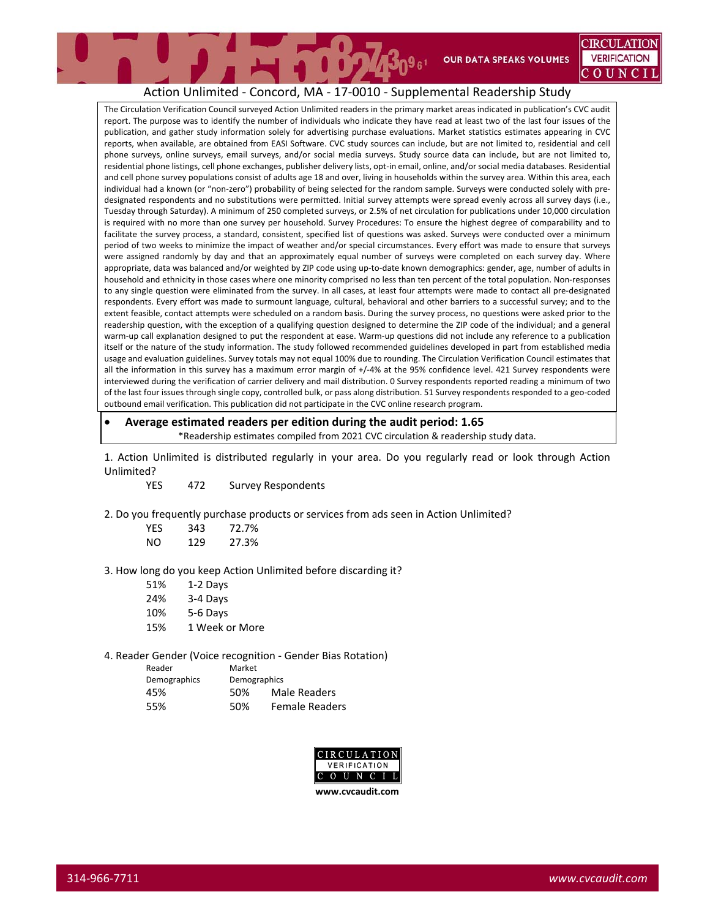# Action Unlimited - Concord, MA - 17-0010 - Supplemental Readership Study

The Circulation Verification Council surveyed Action Unlimited readers in the primary market areas indicated in publication's CVC audit report. The purpose was to identify the number of individuals who indicate they have read at least two of the last four issues of the publication, and gather study information solely for advertising purchase evaluations. Market statistics estimates appearing in CVC reports, when available, are obtained from EASI Software. CVC study sources can include, but are not limited to, residential and cell phone surveys, online surveys, email surveys, and/or social media surveys. Study source data can include, but are not limited to, residential phone listings, cell phone exchanges, publisher delivery lists, opt-in email, online, and/or social media databases. Residential and cell phone survey populations consist of adults age 18 and over, living in households within the survey area. Within this area, each individual had a known (or "non-zero") probability of being selected for the random sample. Surveys were conducted solely with pre-designated respondents and no substitutions were permitted. Initial survey attempts were spread evenly across all survey days (i.e., Tuesday through Saturday). A minimum of 250 completed surveys, or 2.5% of net circulation for publications under 10,000 circulation is required with no more than one survey per household. Survey Procedures: To ensure the highest degree of comparability and to facilitate the survey process, a standard, consistent, specified list of questions was asked. Surveys were conducted over a minimum period of two weeks to minimize the impact of weather and/or special circumstances. Every effort was made to ensure that surveys were assigned randomly by day and that an approximately equal number of surveys were completed on each survey day. Where appropriate, data was balanced and/or weighted by ZIP code using up-to-date known demographics: gender, age, number of adults in household and ethnicity in those cases where one minority comprised no less than ten percent of the total population. Non-responses to any single question were eliminated from the survey. In all cases, at least four attempts were made to contact all pre-designated respondents. Every effort was made to surmount language, cultural, behavioral and other barriers to a successful survey; and to the extent feasible, contact attempts were scheduled on a random basis. During the survey process, no questions were asked prior to the readership question, with the exception of a qualifying question designed to determine the ZIP code of the individual; and a general warm-up call explanation designed to put the respondent at ease. Warm-up questions did not include any reference to a publication itself or the nature of the study information. The study followed recommended guidelines developed in part from established media usage and evaluation guidelines. Survey totals may not equal 100% due to rounding. The Circulation Verification Council estimates that all the information in this survey has a maximum error margin of +/-4% at the 95% confidence level. 421 Survey respondents were interviewed during the verification of carrier delivery and mail distribution. 0 Survey respondents reported reading a minimum of two of the last four issues through single copy, controlled bulk, or pass along distribution. 51 Survey respondents responded to a geo-coded outbound email verification. This publication did not participate in the CVC online research program.

- **Average estimated readers per edition during the audit period: 1.65**

*Readership estimates compiled from 2021 CVC circulation & readership study data.

1. Action Unlimited is distributed regularly in your area. Do you regularly read or look through Action Unlimited?

| YES | 472 | Survey Respondents |
|---|---|---|

2. Do you frequently purchase products or services from ads seen in Action Unlimited?

| | | |
|---|---|---|
| YES | 343 | 72.7% |
| NO | 129 | 27.3% |

3. How long do you keep Action Unlimited before discarding it?

| | |
|---|---|
| 51% | 1-2 Days |
| 24% | 3-4 Days |
| 10% | 5-6 Days |
| 15% | 1 Week or More |

4. Reader Gender (Voice recognition - Gender Bias Rotation)

| Reader Demographics | Market Demographics | |
|---|---|---|
| 45% | 50% | Male Readers |
| 55% | 50% | Female Readers |

www.cvcaudit.com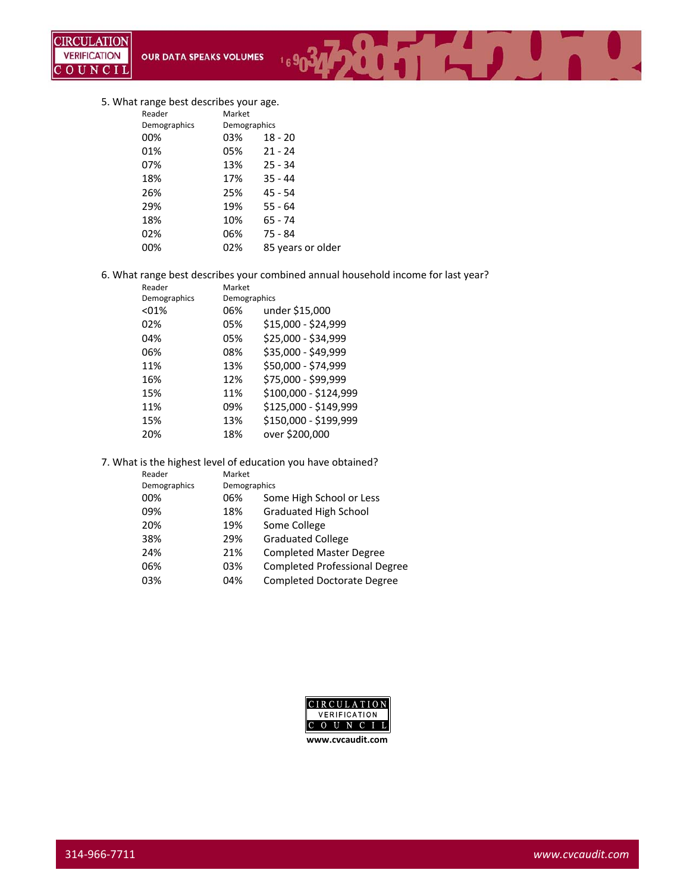5. What range best describes your age.

| Reader Demographics | Market Demographics | |
|---|---|---|
| 00% | 03% | 18 - 20 |
| 01% | 05% | 21 - 24 |
| 07% | 13% | 25 - 34 |
| 18% | 17% | 35 - 44 |
| 26% | 25% | 45 - 54 |
| 29% | 19% | 55 - 64 |
| 18% | 10% | 65 - 74 |
| 02% | 06% | 75 - 84 |
| 00% | 02% | 85 years or older |

6. What range best describes your combined annual household income for last year?

| Reader Demographics | Market Demographics | |
|---|---|---|
| <01% | 06% | under $15,000 |
| 02% | 05% | $15,000 - $24,999 |
| 04% | 05% | $25,000 - $34,999 |
| 06% | 08% | $35,000 - $49,999 |
| 11% | 13% | $50,000 - $74,999 |
| 16% | 12% | $75,000 - $99,999 |
| 15% | 11% | $100,000 - $124,999 |
| 11% | 09% | $125,000 - $149,999 |
| 15% | 13% | $150,000 - $199,999 |
| 20% | 18% | over $200,000 |

7. What is the highest level of education you have obtained?

| Reader Demographics | Market Demographics | |
|---|---|---|
| 00% | 06% | Some High School or Less |
| 09% | 18% | Graduated High School |
| 20% | 19% | Some College |
| 38% | 29% | Graduated College |
| 24% | 21% | Completed Master Degree |
| 06% | 03% | Completed Professional Degree |
| 03% | 04% | Completed Doctorate Degree |

CIRCULATION VERIFICATION COUNCIL

www.cvcaudit.com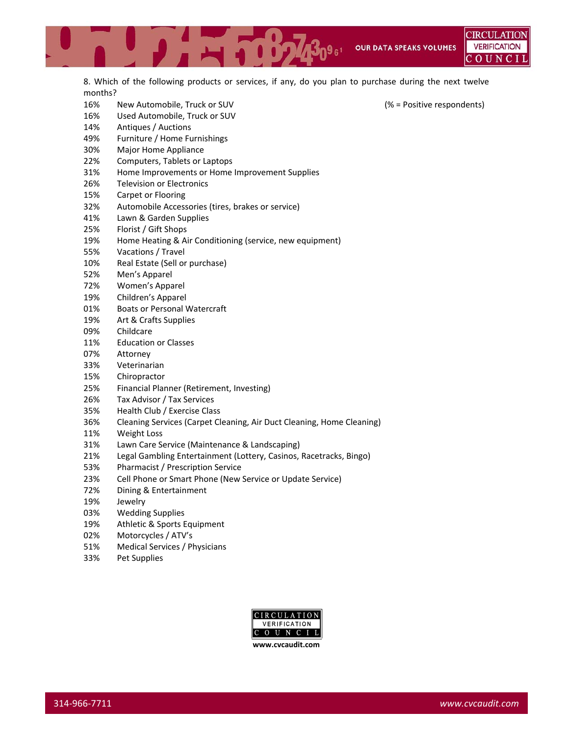8. Which of the following products or services, if any, do you plan to purchase during the next twelve months?

(% = Positive respondents)

| | |
|---|---|
| 16% | New Automobile, Truck or SUV |
| 16% | Used Automobile, Truck or SUV |
| 14% | Antiques / Auctions |
| 49% | Furniture / Home Furnishings |
| 30% | Major Home Appliance |
| 22% | Computers, Tablets or Laptops |
| 31% | Home Improvements or Home Improvement Supplies |
| 26% | Television or Electronics |
| 15% | Carpet or Flooring |
| 32% | Automobile Accessories (tires, brakes or service) |
| 41% | Lawn & Garden Supplies |
| 25% | Florist / Gift Shops |
| 19% | Home Heating & Air Conditioning (service, new equipment) |
| 55% | Vacations / Travel |
| 10% | Real Estate (Sell or purchase) |
| 52% | Men's Apparel |
| 72% | Women's Apparel |
| 19% | Children's Apparel |
| 01% | Boats or Personal Watercraft |
| 19% | Art & Crafts Supplies |
| 09% | Childcare |
| 11% | Education or Classes |
| 07% | Attorney |
| 33% | Veterinarian |
| 15% | Chiropractor |
| 25% | Financial Planner (Retirement, Investing) |
| 26% | Tax Advisor / Tax Services |
| 35% | Health Club / Exercise Class |
| 36% | Cleaning Services (Carpet Cleaning, Air Duct Cleaning, Home Cleaning) |
| 11% | Weight Loss |
| 31% | Lawn Care Service (Maintenance & Landscaping) |
| 21% | Legal Gambling Entertainment (Lottery, Casinos, Racetracks, Bingo) |
| 53% | Pharmacist / Prescription Service |
| 23% | Cell Phone or Smart Phone (New Service or Update Service) |
| 72% | Dining & Entertainment |
| 19% | Jewelry |
| 03% | Wedding Supplies |
| 19% | Athletic & Sports Equipment |
| 02% | Motorcycles / ATV's |
| 51% | Medical Services / Physicians |
| 33% | Pet Supplies |

CIRCULATION VERIFICATION COUNCIL

**www.cvcaudit.com**